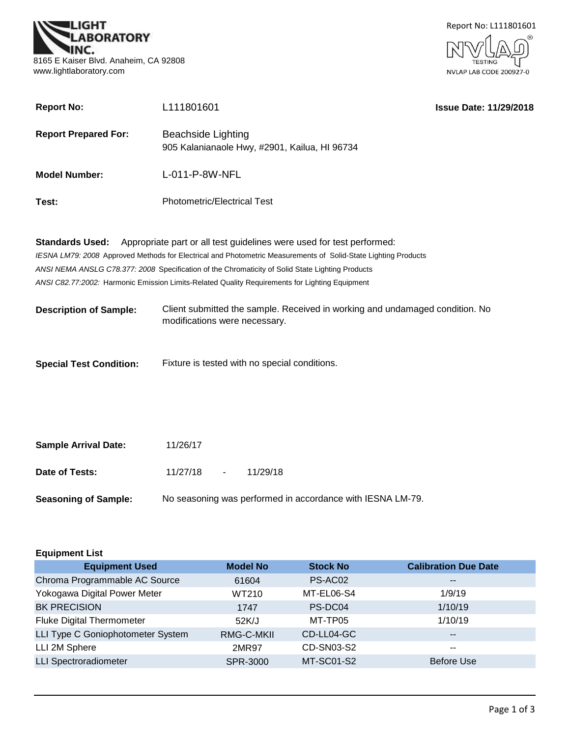**LIGHT LABORATORY INC.**
8165 E Kaiser Blvd. Anaheim, CA 92808
www.lightlaboratory.com

Report No: L111801601

NVLAP TESTING
NVLAP LAB CODE 200927-0

**Report No:** L111801601

**Issue Date: 11/29/2018**

**Report Prepared For:** Beachside Lighting
905 Kalanianaole Hwy, #2901, Kailua, HI 96734

**Model Number:** L-011-P-8W-NFL

**Test:** Photometric/Electrical Test

**Standards Used:** Appropriate part or all test guidelines were used for test performed:

*IESNA LM79: 2008* Approved Methods for Electrical and Photometric Measurements of Solid-State Lighting Products

*ANSI NEMA ANSLG C78.377: 2008* Specification of the Chromaticity of Solid State Lighting Products

*ANSI C82.77:2002:* Harmonic Emission Limits-Related Quality Requirements for Lighting Equipment

**Description of Sample:** Client submitted the sample. Received in working and undamaged condition. No modifications were necessary.

**Special Test Condition:** Fixture is tested with no special conditions.

**Sample Arrival Date:** 11/26/17

**Date of Tests:** 11/27/18 - 11/29/18

**Seasoning of Sample:** No seasoning was performed in accordance with IESNA LM-79.

**Equipment List**

| Equipment Used | Model No | Stock No | Calibration Due Date |
|---|---|---|---|
| Chroma Programmable AC Source | 61604 | PS-AC02 | -- |
| Yokogawa Digital Power Meter | WT210 | MT-EL06-S4 | 1/9/19 |
| BK PRECISION | 1747 | PS-DC04 | 1/10/19 |
| Fluke Digital Thermometer | 52K/J | MT-TP05 | 1/10/19 |
| LLI Type C Goniophotometer System | RMG-C-MKII | CD-LL04-GC | -- |
| LLI 2M Sphere | 2MR97 | CD-SN03-S2 | -- |
| LLI Spectroradiometer | SPR-3000 | MT-SC01-S2 | Before Use |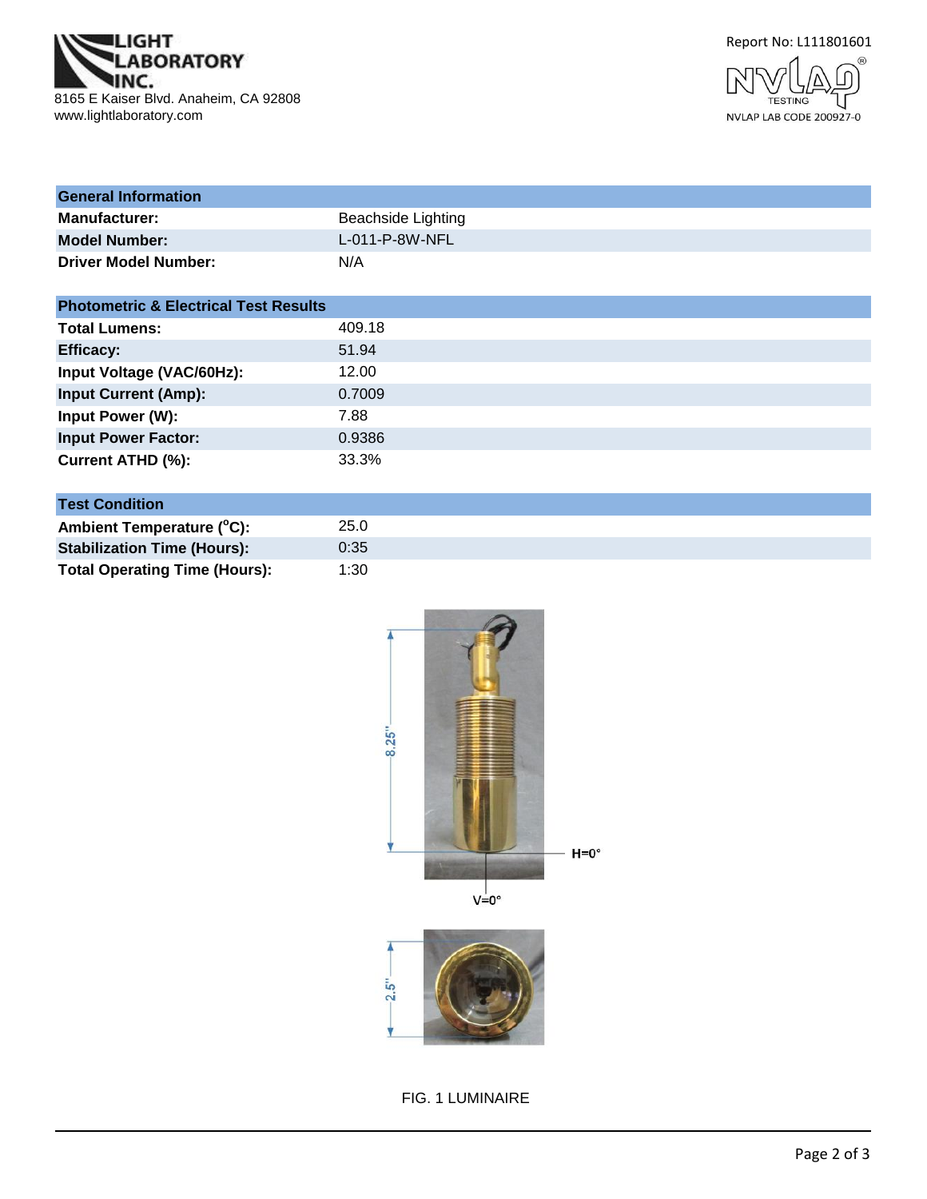LIGHT LABORATORY INC.
8165 E Kaiser Blvd. Anaheim, CA 92808
www.lightlaboratory.com

Report No: L111801601

NVLAP LAB CODE 200927-0

| General Information | |
|---|---|
| **Manufacturer:** | Beachside Lighting |
| **Model Number:** | L-011-P-8W-NFL |
| **Driver Model Number:** | N/A |

| Photometric & Electrical Test Results | |
|---|---|
| **Total Lumens:** | 409.18 |
| **Efficacy:** | 51.94 |
| **Input Voltage (VAC/60Hz):** | 12.00 |
| **Input Current (Amp):** | 0.7009 |
| **Input Power (W):** | 7.88 |
| **Input Power Factor:** | 0.9386 |
| **Current ATHD (%):** | 33.3% |

| Test Condition | |
|---|---|
| **Ambient Temperature (°C):** | 25.0 |
| **Stabilization Time (Hours):** | 0:35 |
| **Total Operating Time (Hours):** | 1:30 |

8.25"

H=0°

V=0°

2.5"

FIG. 1 LUMINAIRE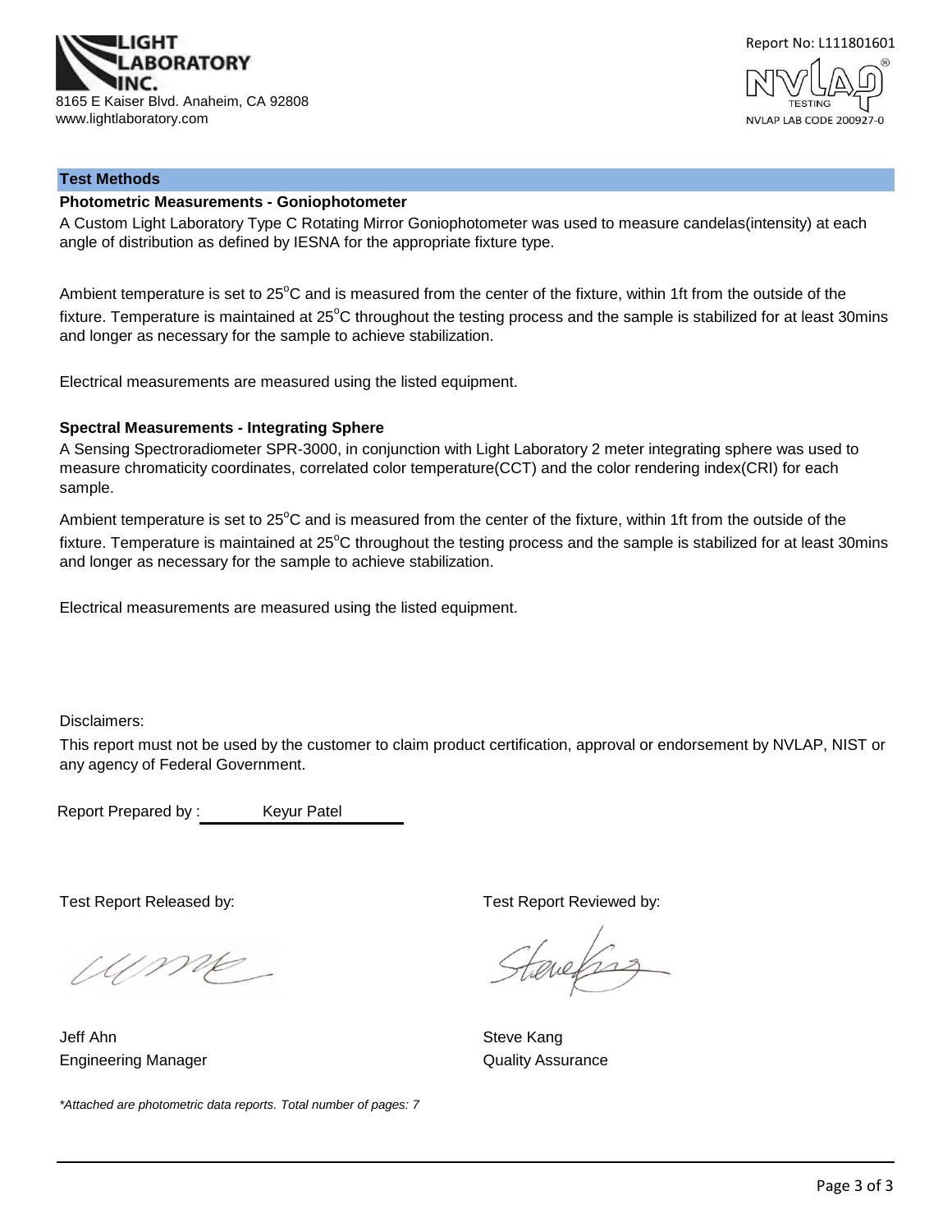## Test Methods

### Photometric Measurements - Goniophotometer

A Custom Light Laboratory Type C Rotating Mirror Goniophotometer was used to measure candelas(intensity) at each angle of distribution as defined by IESNA for the appropriate fixture type.

Ambient temperature is set to 25°C and is measured from the center of the fixture, within 1ft from the outside of the fixture. Temperature is maintained at 25°C throughout the testing process and the sample is stabilized for at least 30mins and longer as necessary for the sample to achieve stabilization.

Electrical measurements are measured using the listed equipment.

### Spectral Measurements - Integrating Sphere

A Sensing Spectroradiometer SPR-3000, in conjunction with Light Laboratory 2 meter integrating sphere was used to measure chromaticity coordinates, correlated color temperature(CCT) and the color rendering index(CRI) for each sample.

Ambient temperature is set to 25°C and is measured from the center of the fixture, within 1ft from the outside of the fixture. Temperature is maintained at 25°C throughout the testing process and the sample is stabilized for at least 30mins and longer as necessary for the sample to achieve stabilization.

Electrical measurements are measured using the listed equipment.

Disclaimers:

This report must not be used by the customer to claim product certification, approval or endorsement by NVLAP, NIST or any agency of Federal Government.

Report Prepared by : Keyur Patel

Test Report Released by:

Jeff Ahn
Engineering Manager

Test Report Reviewed by:

Steve Kang
Quality Assurance

*Attached are photometric data reports. Total number of pages: 7*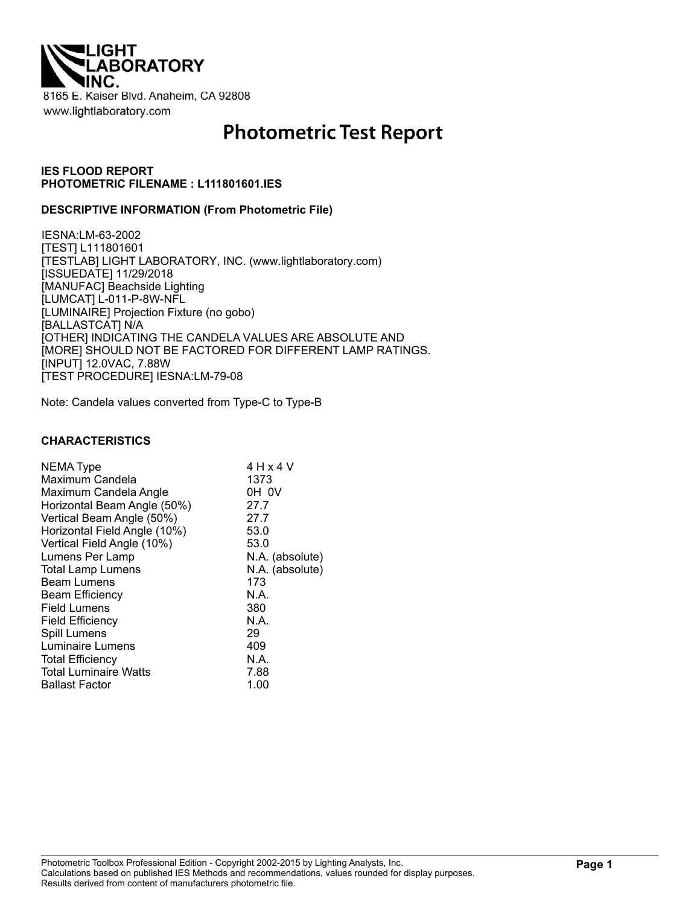**LIGHT LABORATORY INC.**

8165 E. Kaiser Blvd. Anaheim, CA 92808

www.lightlaboratory.com

# Photometric Test Report

**IES FLOOD REPORT**
**PHOTOMETRIC FILENAME : L111801601.IES**

**DESCRIPTIVE INFORMATION (From Photometric File)**

IESNA:LM-63-2002
[TEST] L111801601
[TESTLAB] LIGHT LABORATORY, INC. (www.lightlaboratory.com)
[ISSUEDATE] 11/29/2018
[MANUFAC] Beachside Lighting
[LUMCAT] L-011-P-8W-NFL
[LUMINAIRE] Projection Fixture (no gobo)
[BALLASTCAT] N/A
[OTHER] INDICATING THE CANDELA VALUES ARE ABSOLUTE AND
[MORE] SHOULD NOT BE FACTORED FOR DIFFERENT LAMP RATINGS.
[INPUT] 12.0VAC, 7.88W
[TEST PROCEDURE] IESNA:LM-79-08

Note: Candela values converted from Type-C to Type-B

**CHARACTERISTICS**

| | |
|---|---|
| NEMA Type | 4 H x 4 V |
| Maximum Candela | 1373 |
| Maximum Candela Angle | 0H 0V |
| Horizontal Beam Angle (50%) | 27.7 |
| Vertical Beam Angle (50%) | 27.7 |
| Horizontal Field Angle (10%) | 53.0 |
| Vertical Field Angle (10%) | 53.0 |
| Lumens Per Lamp | N.A. (absolute) |
| Total Lamp Lumens | N.A. (absolute) |
| Beam Lumens | 173 |
| Beam Efficiency | N.A. |
| Field Lumens | 380 |
| Field Efficiency | N.A. |
| Spill Lumens | 29 |
| Luminaire Lumens | 409 |
| Total Efficiency | N.A. |
| Total Luminaire Watts | 7.88 |
| Ballast Factor | 1.00 |

Photometric Toolbox Professional Edition - Copyright 2002-2015 by Lighting Analysts, Inc.
Calculations based on published IES Methods and recommendations, values rounded for display purposes.
Results derived from content of manufacturers photometric file.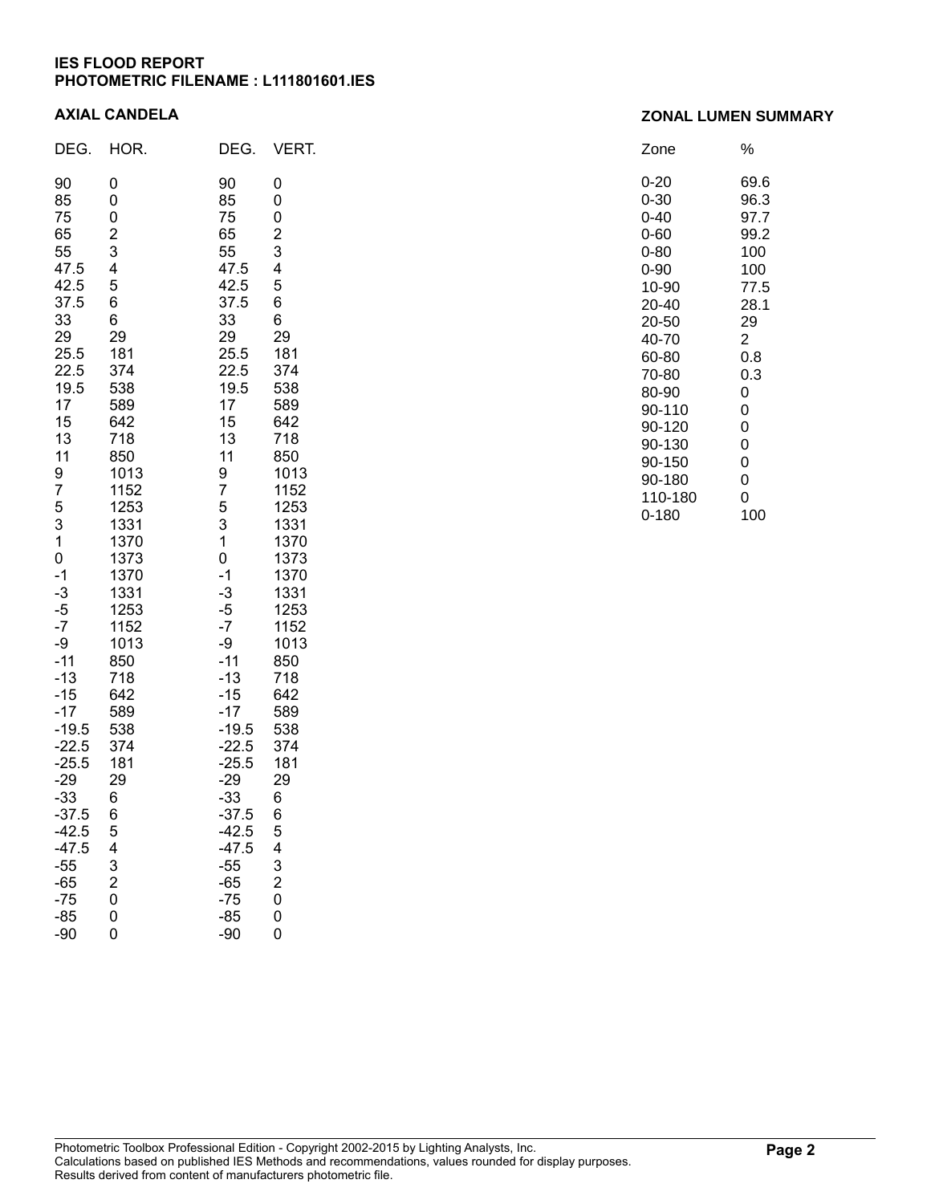**IES FLOOD REPORT**
**PHOTOMETRIC FILENAME : L111801601.IES**

## AXIAL CANDELA

| DEG. | HOR. | DEG. | VERT. |
|---|---|---|---|
| 90 | 0 | 90 | 0 |
| 85 | 0 | 85 | 0 |
| 75 | 0 | 75 | 0 |
| 65 | 2 | 65 | 2 |
| 55 | 3 | 55 | 3 |
| 47.5 | 4 | 47.5 | 4 |
| 42.5 | 5 | 42.5 | 5 |
| 37.5 | 6 | 37.5 | 6 |
| 33 | 6 | 33 | 6 |
| 29 | 29 | 29 | 29 |
| 25.5 | 181 | 25.5 | 181 |
| 22.5 | 374 | 22.5 | 374 |
| 19.5 | 538 | 19.5 | 538 |
| 17 | 589 | 17 | 589 |
| 15 | 642 | 15 | 642 |
| 13 | 718 | 13 | 718 |
| 11 | 850 | 11 | 850 |
| 9 | 1013 | 9 | 1013 |
| 7 | 1152 | 7 | 1152 |
| 5 | 1253 | 5 | 1253 |
| 3 | 1331 | 3 | 1331 |
| 1 | 1370 | 1 | 1370 |
| 0 | 1373 | 0 | 1373 |
| -1 | 1370 | -1 | 1370 |
| -3 | 1331 | -3 | 1331 |
| -5 | 1253 | -5 | 1253 |
| -7 | 1152 | -7 | 1152 |
| -9 | 1013 | -9 | 1013 |
| -11 | 850 | -11 | 850 |
| -13 | 718 | -13 | 718 |
| -15 | 642 | -15 | 642 |
| -17 | 589 | -17 | 589 |
| -19.5 | 538 | -19.5 | 538 |
| -22.5 | 374 | -22.5 | 374 |
| -25.5 | 181 | -25.5 | 181 |
| -29 | 29 | -29 | 29 |
| -33 | 6 | -33 | 6 |
| -37.5 | 6 | -37.5 | 6 |
| -42.5 | 5 | -42.5 | 5 |
| -47.5 | 4 | -47.5 | 4 |
| -55 | 3 | -55 | 3 |
| -65 | 2 | -65 | 2 |
| -75 | 0 | -75 | 0 |
| -85 | 0 | -85 | 0 |
| -90 | 0 | -90 | 0 |

## ZONAL LUMEN SUMMARY

| Zone | % |
|---|---|
| 0-20 | 69.6 |
| 0-30 | 96.3 |
| 0-40 | 97.7 |
| 0-60 | 99.2 |
| 0-80 | 100 |
| 0-90 | 100 |
| 10-90 | 77.5 |
| 20-40 | 28.1 |
| 20-50 | 29 |
| 40-70 | 2 |
| 60-80 | 0.8 |
| 70-80 | 0.3 |
| 80-90 | 0 |
| 90-110 | 0 |
| 90-120 | 0 |
| 90-130 | 0 |
| 90-150 | 0 |
| 90-180 | 0 |
| 110-180 | 0 |
| 0-180 | 100 |

Photometric Toolbox Professional Edition - Copyright 2002-2015 by Lighting Analysts, Inc.
Calculations based on published IES Methods and recommendations, values rounded for display purposes.
Results derived from content of manufacturers photometric file.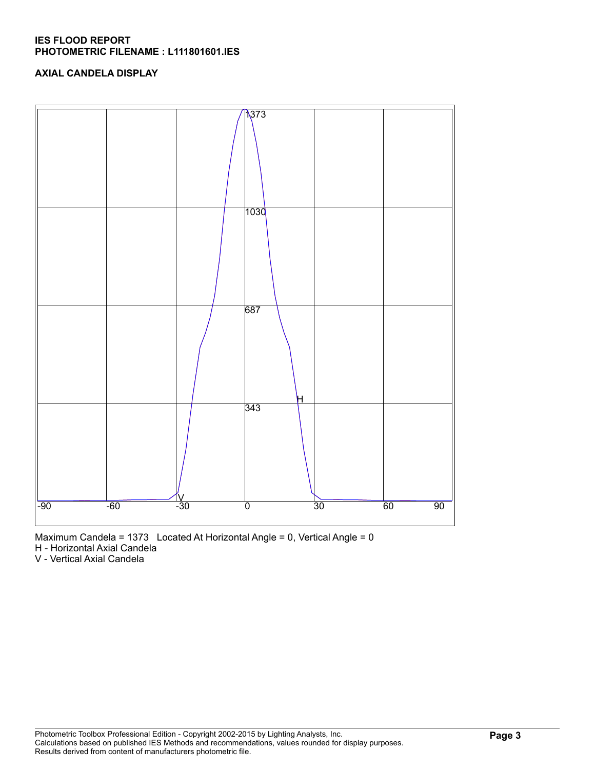**IES FLOOD REPORT**
**PHOTOMETRIC FILENAME : L111801601.IES**

**AXIAL CANDELA DISPLAY**

1373

1030

687

343

H

V

-90 -60 -30 0 30 60 90

Maximum Candela = 1373 Located At Horizontal Angle = 0, Vertical Angle = 0
H - Horizontal Axial Candela
V - Vertical Axial Candela

Photometric Toolbox Professional Edition - Copyright 2002-2015 by Lighting Analysts, Inc.
Calculations based on published IES Methods and recommendations, values rounded for display purposes.
Results derived from content of manufacturers photometric file.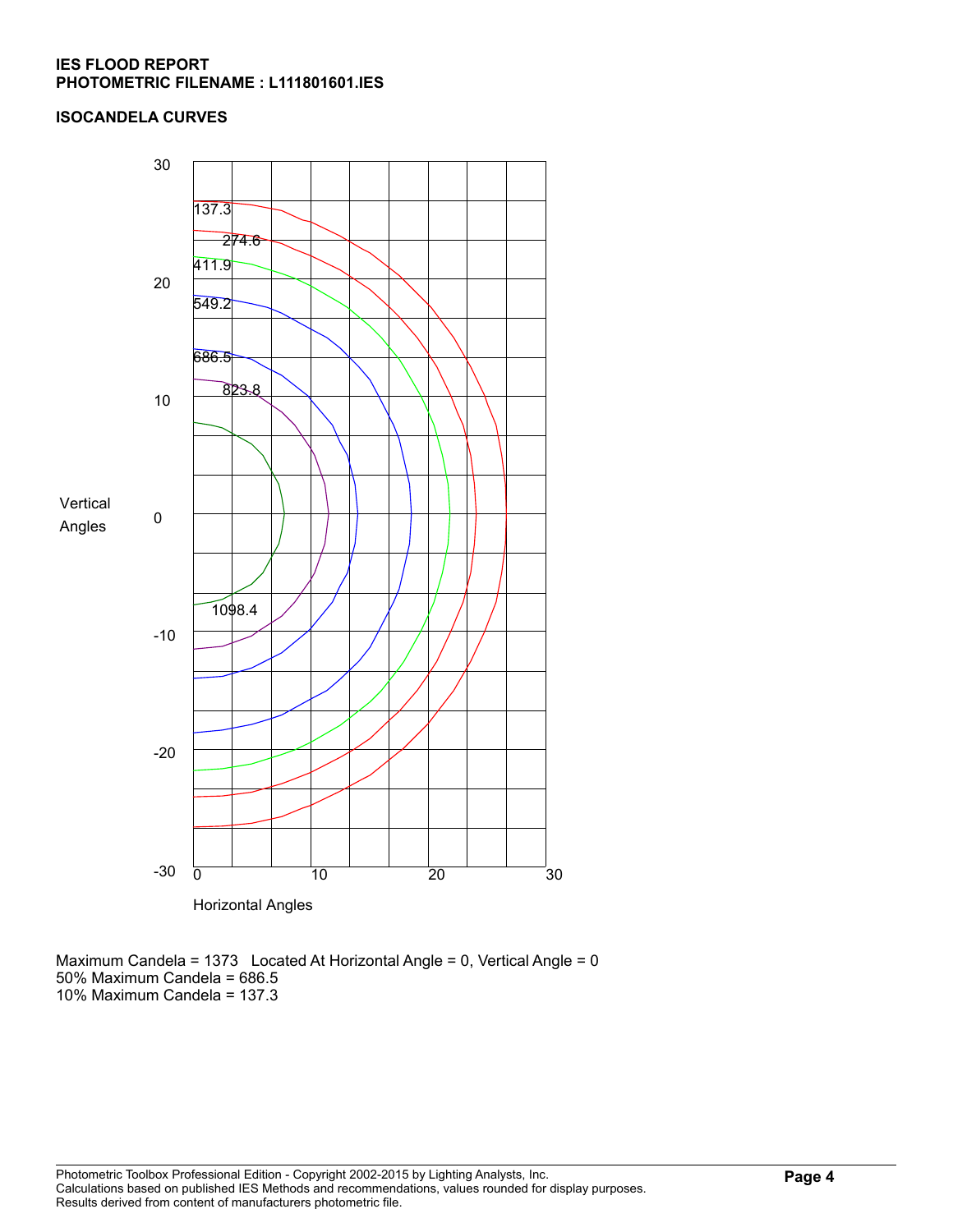**IES FLOOD REPORT**
**PHOTOMETRIC FILENAME : L111801601.IES**

**ISOCANDELA CURVES**

30
20
10
0
-10
-20
-30

Vertical Angles

137.3
274.6
411.9
549.2
686.5
823.8
1098.4

0
10
20
30

Horizontal Angles

Maximum Candela = 1373   Located At Horizontal Angle = 0, Vertical Angle = 0
50% Maximum Candela = 686.5
10% Maximum Candela = 137.3

Photometric Toolbox Professional Edition - Copyright 2002-2015 by Lighting Analysts, Inc.
Calculations based on published IES Methods and recommendations, values rounded for display purposes.
Results derived from content of manufacturers photometric file.